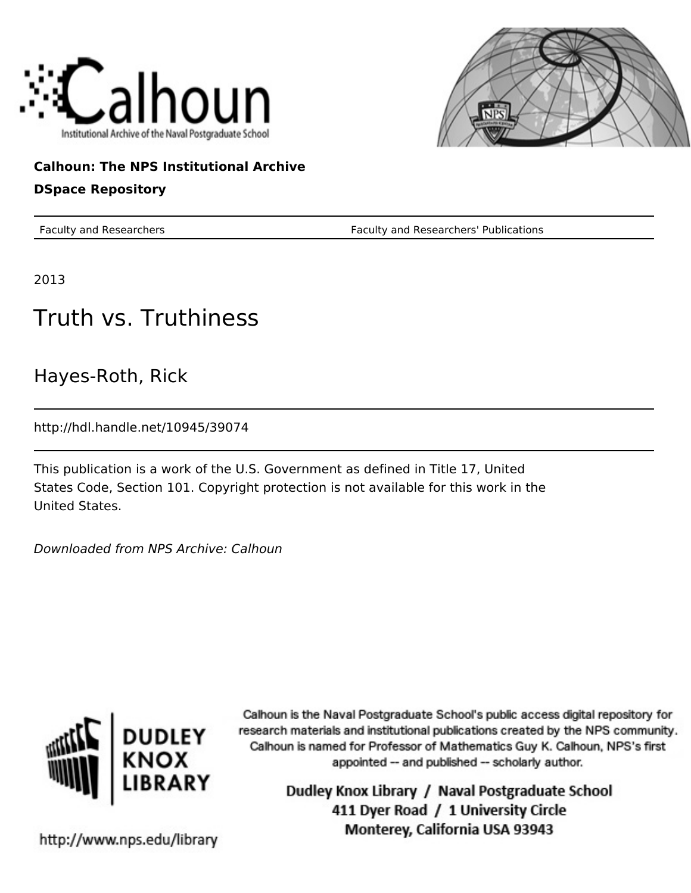Calhoun

Institutional Archive of the Naval Postgraduate School

**Calhoun: The NPS Institutional Archive**

**DSpace Repository**

Faculty and Researchers | Faculty and Researchers' Publications

2013

# Truth vs. Truthiness

Hayes-Roth, Rick

http://hdl.handle.net/10945/39074

This publication is a work of the U.S. Government as defined in Title 17, United States Code, Section 101. Copyright protection is not available for this work in the United States.

*Downloaded from NPS Archive: Calhoun*

**DUDLEY KNOX LIBRARY**

Calhoun is the Naval Postgraduate School's public access digital repository for research materials and institutional publications created by the NPS community. Calhoun is named for Professor of Mathematics Guy K. Calhoun, NPS's first appointed -- and published -- scholarly author.

Dudley Knox Library / Naval Postgraduate School
411 Dyer Road / 1 University Circle
Monterey, California USA 93943

http://www.nps.edu/library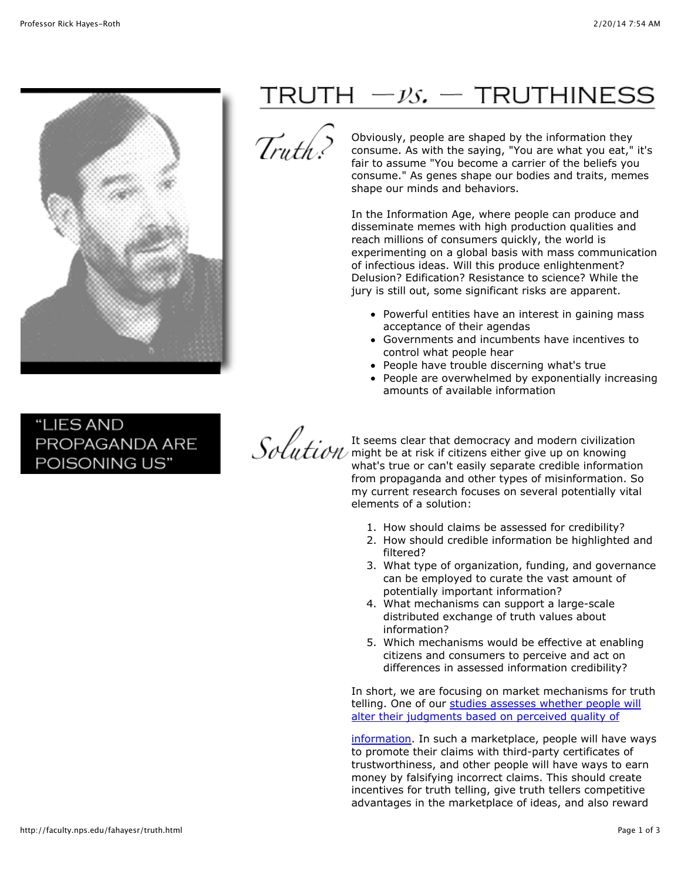# TRUTH — vs. — TRUTHINESS

"LIES AND PROPAGANDA ARE POISONING US"

## Truth?

Obviously, people are shaped by the information they consume. As with the saying, "You are what you eat," it's fair to assume "You become a carrier of the beliefs you consume." As genes shape our bodies and traits, memes shape our minds and behaviors.

In the Information Age, where people can produce and disseminate memes with high production qualities and reach millions of consumers quickly, the world is experimenting on a global basis with mass communication of infectious ideas. Will this produce enlightenment? Delusion? Edification? Resistance to science? While the jury is still out, some significant risks are apparent.

- Powerful entities have an interest in gaining mass acceptance of their agendas
- Governments and incumbents have incentives to control what people hear
- People have trouble discerning what's true
- People are overwhelmed by exponentially increasing amounts of available information

## Solution

It seems clear that democracy and modern civilization might be at risk if citizens either give up on knowing what's true or can't easily separate credible information from propaganda and other types of misinformation. So my current research focuses on several potentially vital elements of a solution:

1. How should claims be assessed for credibility?
2. How should credible information be highlighted and filtered?
3. What type of organization, funding, and governance can be employed to curate the vast amount of potentially important information?
4. What mechanisms can support a large-scale distributed exchange of truth values about information?
5. Which mechanisms would be effective at enabling citizens and consumers to perceive and act on differences in assessed information credibility?

In short, we are focusing on market mechanisms for truth telling. One of our studies assesses whether people will alter their judgments based on perceived quality of information. In such a marketplace, people will have ways to promote their claims with third-party certificates of trustworthiness, and other people will have ways to earn money by falsifying incorrect claims. This should create incentives for truth telling, give truth tellers competitive advantages in the marketplace of ideas, and also reward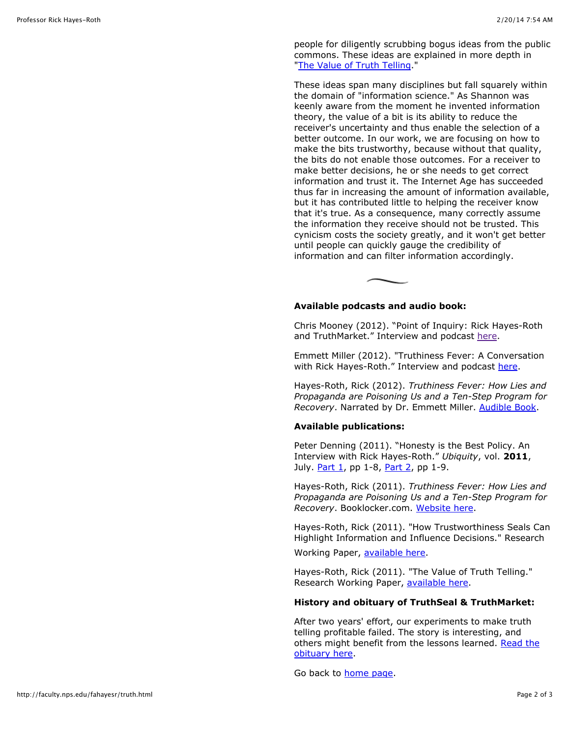people for diligently scrubbing bogus ideas from the public commons. These ideas are explained in more depth in "The Value of Truth Telling."

These ideas span many disciplines but fall squarely within the domain of "information science." As Shannon was keenly aware from the moment he invented information theory, the value of a bit is its ability to reduce the receiver's uncertainty and thus enable the selection of a better outcome. In our work, we are focusing on how to make the bits trustworthy, because without that quality, the bits do not enable those outcomes. For a receiver to make better decisions, he or she needs to get correct information and trust it. The Internet Age has succeeded thus far in increasing the amount of information available, but it has contributed little to helping the receiver know that it's true. As a consequence, many correctly assume the information they receive should not be trusted. This cynicism costs the society greatly, and it won't get better until people can quickly gauge the credibility of information and can filter information accordingly.

**Available podcasts and audio book:**

Chris Mooney (2012). "Point of Inquiry: Rick Hayes-Roth and TruthMarket." Interview and podcast here.

Emmett Miller (2012). "Truthiness Fever: A Conversation with Rick Hayes-Roth." Interview and podcast here.

Hayes-Roth, Rick (2012). *Truthiness Fever: How Lies and Propaganda are Poisoning Us and a Ten-Step Program for Recovery*. Narrated by Dr. Emmett Miller. Audible Book.

**Available publications:**

Peter Denning (2011). "Honesty is the Best Policy. An Interview with Rick Hayes-Roth." *Ubiquity*, vol. **2011**, July. Part 1, pp 1-8, Part 2, pp 1-9.

Hayes-Roth, Rick (2011). *Truthiness Fever: How Lies and Propaganda are Poisoning Us and a Ten-Step Program for Recovery*. Booklocker.com. Website here.

Hayes-Roth, Rick (2011). "How Trustworthiness Seals Can Highlight Information and Influence Decisions." Research Working Paper, available here.

Hayes-Roth, Rick (2011). "The Value of Truth Telling." Research Working Paper, available here.

**History and obituary of TruthSeal & TruthMarket:**

After two years' effort, our experiments to make truth telling profitable failed. The story is interesting, and others might benefit from the lessons learned. Read the obituary here.

Go back to home page.